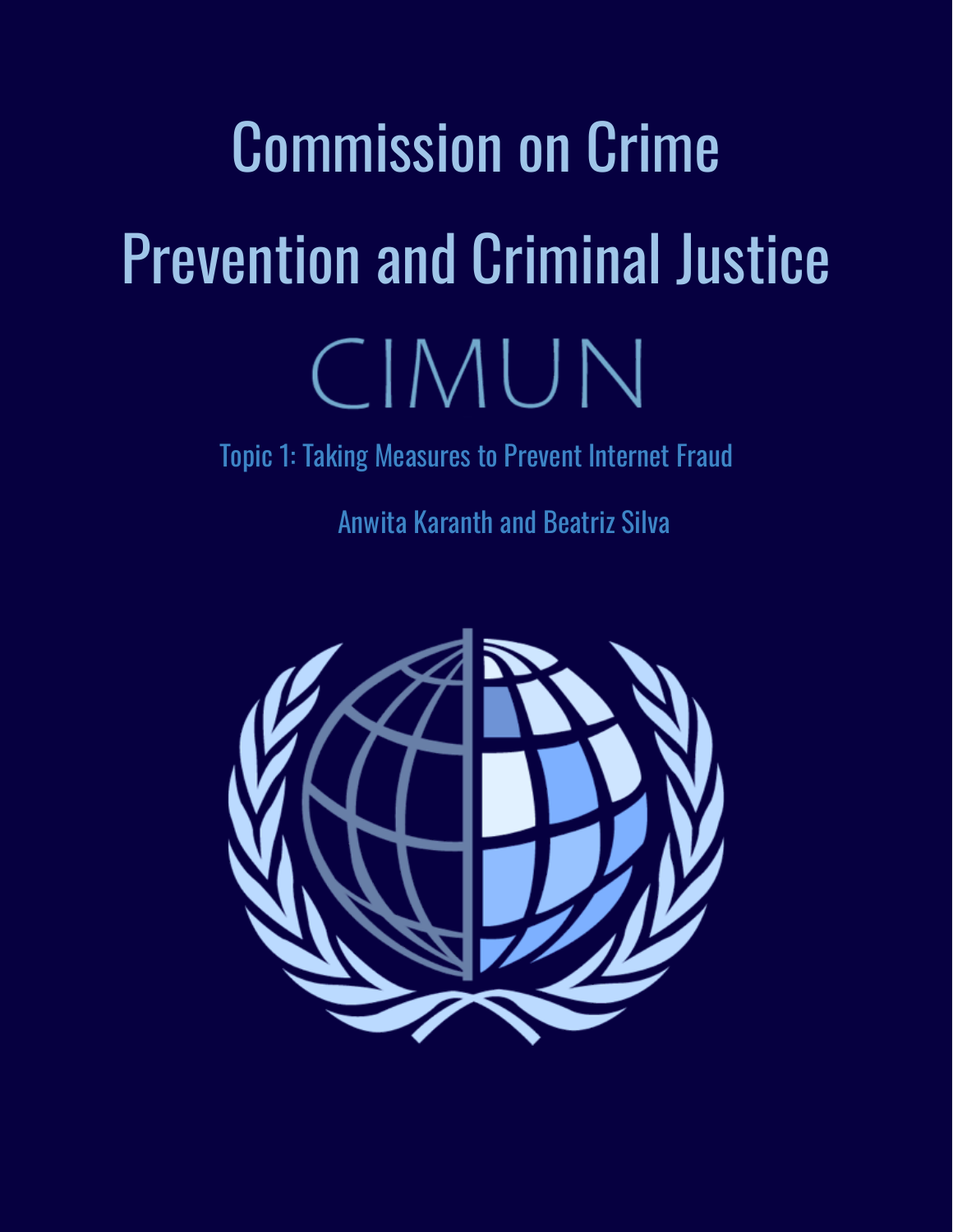# Commission on Crime Prevention and Criminal Justice

## CIMUN

Topic 1: Taking Measures to Prevent Internet Fraud

Anwita Karanth and Beatriz Silva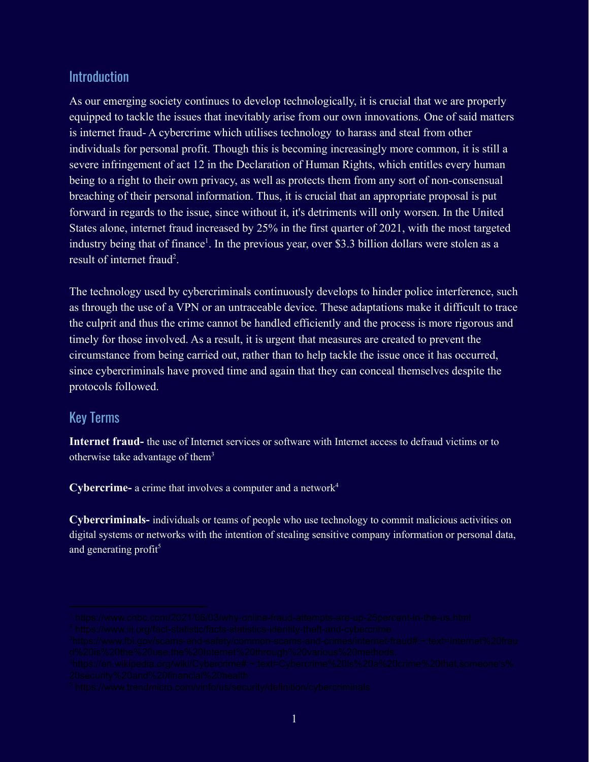## Introduction

As our emerging society continues to develop technologically, it is crucial that we are properly equipped to tackle the issues that inevitably arise from our own innovations. One of said matters is internet fraud- A cybercrime which utilises technology to harass and steal from other individuals for personal profit. Though this is becoming increasingly more common, it is still a severe infringement of act 12 in the Declaration of Human Rights, which entitles every human being to a right to their own privacy, as well as protects them from any sort of non-consensual breaching of their personal information. Thus, it is crucial that an appropriate proposal is put forward in regards to the issue, since without it, it's detriments will only worsen. In the United States alone, internet fraud increased by 25% in the first quarter of 2021, with the most targeted industry being that of finance[1]. In the previous year, over $3.3 billion dollars were stolen as a result of internet fraud[2].

The technology used by cybercriminals continuously develops to hinder police interference, such as through the use of a VPN or an untraceable device. These adaptations make it difficult to trace the culprit and thus the crime cannot be handled efficiently and the process is more rigorous and timely for those involved. As a result, it is urgent that measures are created to prevent the circumstance from being carried out, rather than to help tackle the issue once it has occurred, since cybercriminals have proved time and again that they can conceal themselves despite the protocols followed.

## Key Terms

**Internet fraud-** the use of Internet services or software with Internet access to defraud victims or to otherwise take advantage of them[3]

**Cybercrime-** a crime that involves a computer and a network[4]

**Cybercriminals-** individuals or teams of people who use technology to commit malicious activities on digital systems or networks with the intention of stealing sensitive company information or personal data, and generating profit[5]

---

[1] https://www.cnbc.com/2021/06/03/why-online-fraud-attempts-are-up-25percent-in-the-us.html
[2] https://www.iii.org/fact-statistic/facts-statistics-identity-theft-and-cybercrime
[3] https://www.fbi.gov/scams-and-safety/common-scams-and-crimes/internet-fraud#:~:text=Internet%20fraud%20is%20the%20use,the%20Internet%20through%20various%20methods.
[4] https://en.wikipedia.org/wiki/Cybercrime#:~:text=Cybercrime%20is%20a%20crime%20that,someone's%20security%20and%20financial%20health.
[5] https://www.trendmicro.com/vinfo/us/security/definition/cybercriminals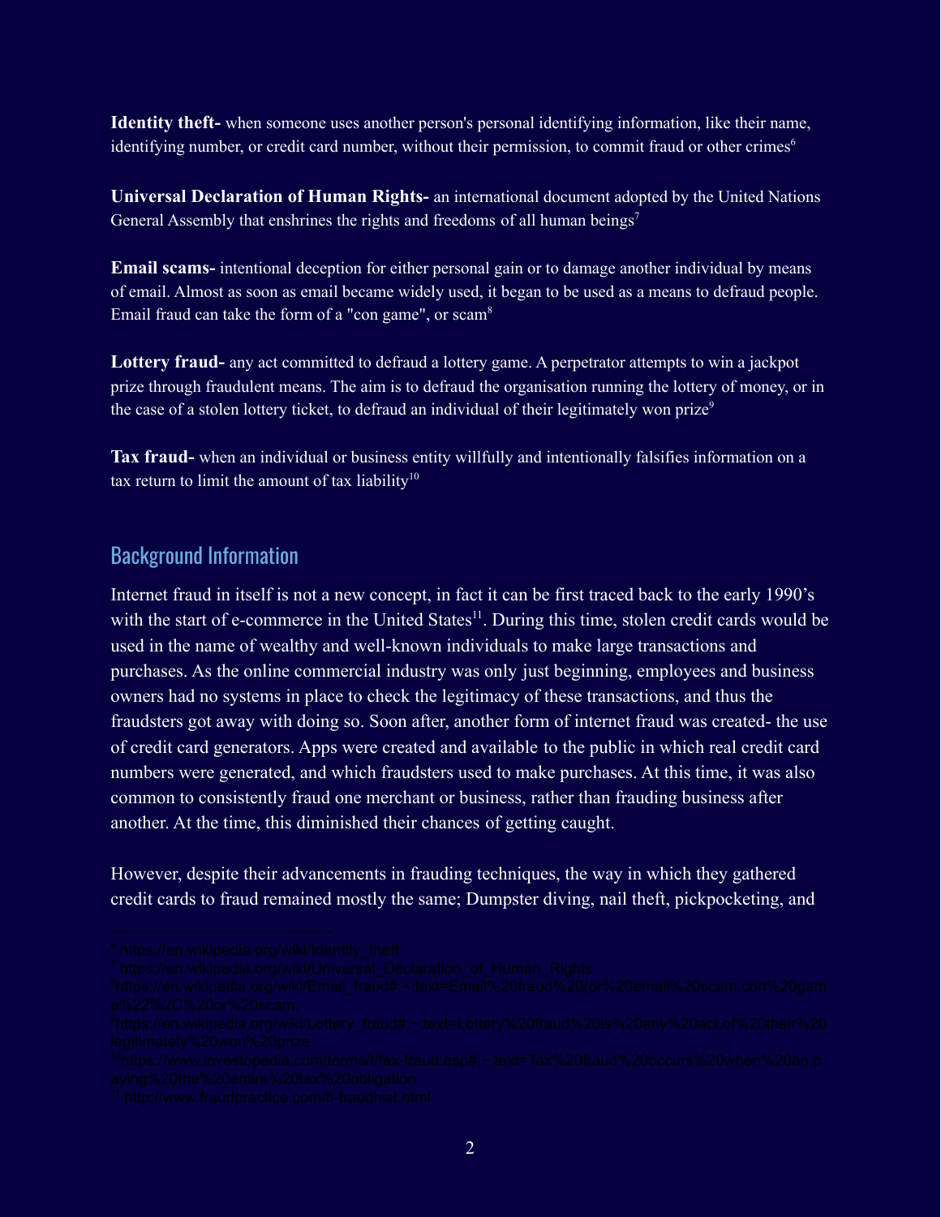**Identity theft-** when someone uses another person's personal identifying information, like their name, identifying number, or credit card number, without their permission, to commit fraud or other crimes[6]

**Universal Declaration of Human Rights-** an international document adopted by the United Nations General Assembly that enshrines the rights and freedoms of all human beings[7]

**Email scams-** intentional deception for either personal gain or to damage another individual by means of email. Almost as soon as email became widely used, it began to be used as a means to defraud people. Email fraud can take the form of a "con game", or scam[8]

**Lottery fraud-** any act committed to defraud a lottery game. A perpetrator attempts to win a jackpot prize through fraudulent means. The aim is to defraud the organisation running the lottery of money, or in the case of a stolen lottery ticket, to defraud an individual of their legitimately won prize[9]

**Tax fraud-** when an individual or business entity willfully and intentionally falsifies information on a tax return to limit the amount of tax liability[10]

## Background Information

Internet fraud in itself is not a new concept, in fact it can be first traced back to the early 1990's with the start of e-commerce in the United States[11]. During this time, stolen credit cards would be used in the name of wealthy and well-known individuals to make large transactions and purchases. As the online commercial industry was only just beginning, employees and business owners had no systems in place to check the legitimacy of these transactions, and thus the fraudsters got away with doing so. Soon after, another form of internet fraud was created- the use of credit card generators. Apps were created and available to the public in which real credit card numbers were generated, and which fraudsters used to make purchases. At this time, it was also common to consistently fraud one merchant or business, rather than frauding business after another. At the time, this diminished their chances of getting caught.

However, despite their advancements in frauding techniques, the way in which they gathered credit cards to fraud remained mostly the same; Dumpster diving, nail theft, pickpocketing, and

---

[6] https://en.wikipedia.org/wiki/Identity_theft
[7] https://en.wikipedia.org/wiki/Universal_Declaration_of_Human_Rights
[8] https://en.wikipedia.org/wiki/Email_fraud#:~:text=Email%20fraud%20(or%20email%20scam,con%20game%22%2C%20or%20scam.
[9] https://en.wikipedia.org/wiki/Lottery_fraud#:~:text=Lottery%20fraud%20is%20any%20act,of%20their%20legitimately%20won%20prize.
[10] https://www.investopedia.com/terms/t/tax-fraud.asp#:~:text=Tax%20fraud%20occurs%20when%20an,paying%20the%20entire%20tax%20obligation.
[11] http://www.fraudpractice.com/fl-fraudhist.html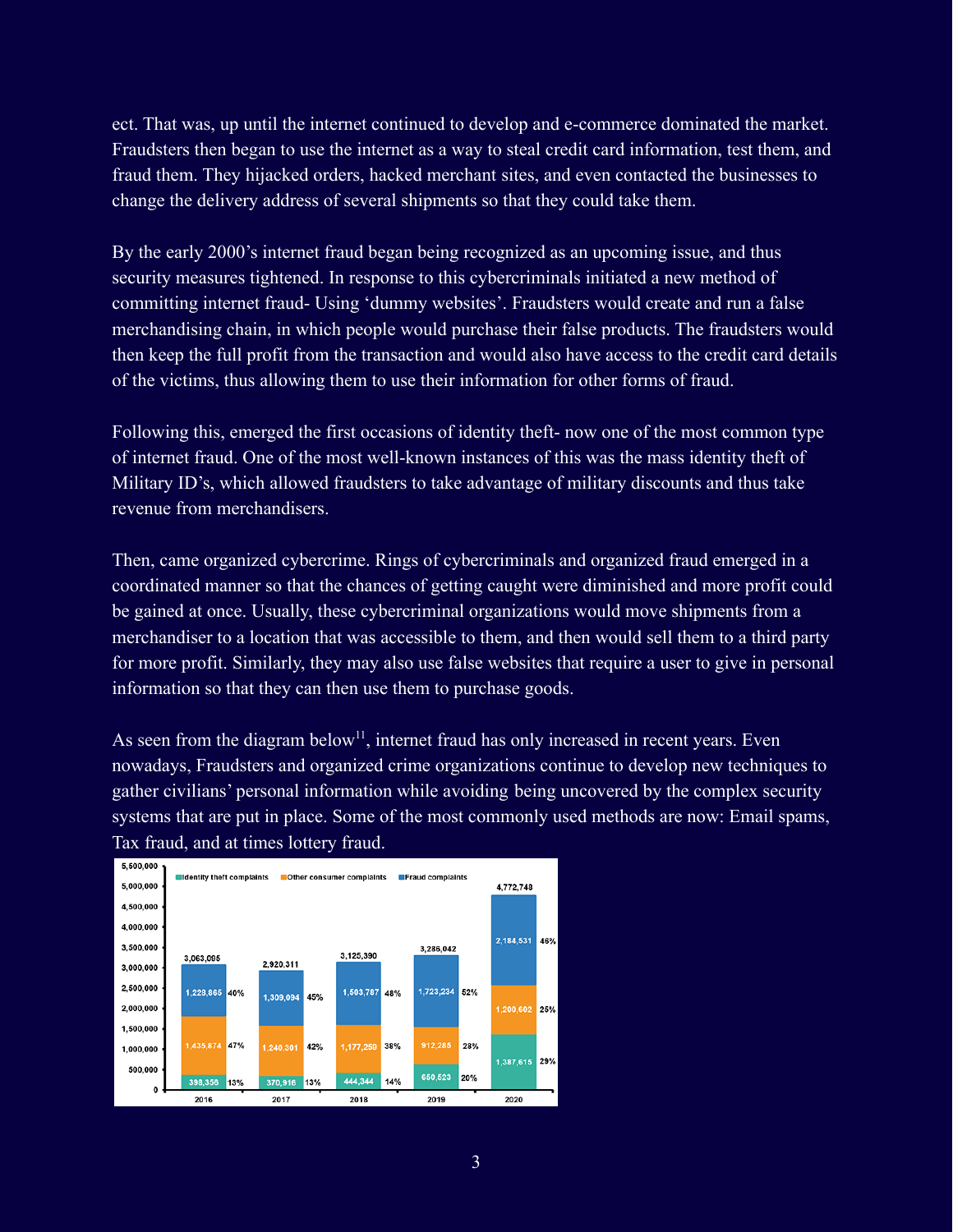ect. That was, up until the internet continued to develop and e-commerce dominated the market. Fraudsters then began to use the internet as a way to steal credit card information, test them, and fraud them. They hijacked orders, hacked merchant sites, and even contacted the businesses to change the delivery address of several shipments so that they could take them.

By the early 2000's internet fraud began being recognized as an upcoming issue, and thus security measures tightened. In response to this cybercriminals initiated a new method of committing internet fraud- Using 'dummy websites'. Fraudsters would create and run a false merchandising chain, in which people would purchase their false products. The fraudsters would then keep the full profit from the transaction and would also have access to the credit card details of the victims, thus allowing them to use their information for other forms of fraud.

Following this, emerged the first occasions of identity theft- now one of the most common type of internet fraud. One of the most well-known instances of this was the mass identity theft of Military ID's, which allowed fraudsters to take advantage of military discounts and thus take revenue from merchandisers.

Then, came organized cybercrime. Rings of cybercriminals and organized fraud emerged in a coordinated manner so that the chances of getting caught were diminished and more profit could be gained at once. Usually, these cybercriminal organizations would move shipments from a merchandiser to a location that was accessible to them, and then would sell them to a third party for more profit. Similarly, they may also use false websites that require a user to give in personal information so that they can then use them to purchase goods.

As seen from the diagram below[11], internet fraud has only increased in recent years. Even nowadays, Fraudsters and organized crime organizations continue to develop new techniques to gather civilians' personal information while avoiding being uncovered by the complex security systems that are put in place. Some of the most commonly used methods are now: Email spams, Tax fraud, and at times lottery fraud.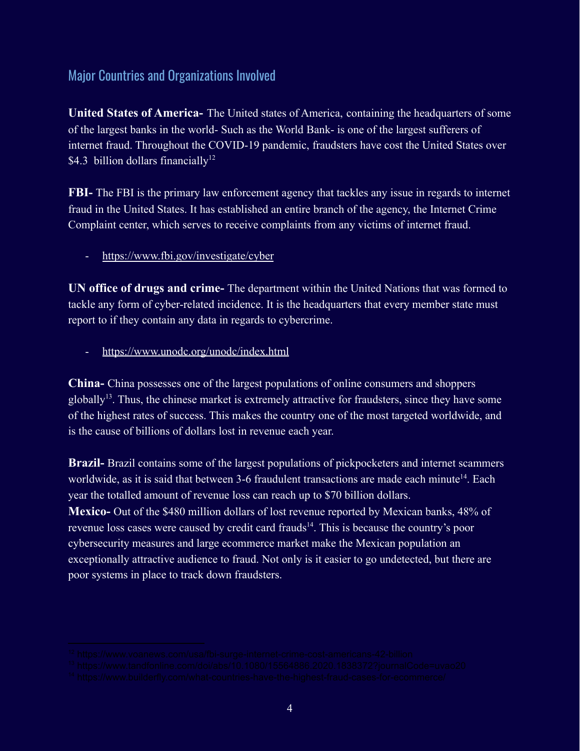## Major Countries and Organizations Involved

**United States of America-** The United states of America, containing the headquarters of some of the largest banks in the world- Such as the World Bank- is one of the largest sufferers of internet fraud. Throughout the COVID-19 pandemic, fraudsters have cost the United States over $4.3 billion dollars financially[12]

**FBI-** The FBI is the primary law enforcement agency that tackles any issue in regards to internet fraud in the United States. It has established an entire branch of the agency, the Internet Crime Complaint center, which serves to receive complaints from any victims of internet fraud.

- https://www.fbi.gov/investigate/cyber

**UN office of drugs and crime-** The department within the United Nations that was formed to tackle any form of cyber-related incidence. It is the headquarters that every member state must report to if they contain any data in regards to cybercrime.

- https://www.unodc.org/unodc/index.html

**China-** China possesses one of the largest populations of online consumers and shoppers globally[13]. Thus, the chinese market is extremely attractive for fraudsters, since they have some of the highest rates of success. This makes the country one of the most targeted worldwide, and is the cause of billions of dollars lost in revenue each year.

**Brazil-** Brazil contains some of the largest populations of pickpocketers and internet scammers worldwide, as it is said that between 3-6 fraudulent transactions are made each minute[14]. Each year the totalled amount of revenue loss can reach up to $70 billion dollars.
**Mexico-** Out of the $480 million dollars of lost revenue reported by Mexican banks, 48% of revenue loss cases were caused by credit card frauds[14]. This is because the country's poor cybersecurity measures and large ecommerce market make the Mexican population an exceptionally attractive audience to fraud. Not only is it easier to go undetected, but there are poor systems in place to track down fraudsters.

---

[12] https://www.voanews.com/usa/fbi-surge-internet-crime-cost-americans-42-billion
[13] https://www.tandfonline.com/doi/abs/10.1080/15564886.2020.1838372?journalCode=uvao20
[14] https://www.builderfly.com/what-countries-have-the-highest-fraud-cases-for-ecommerce/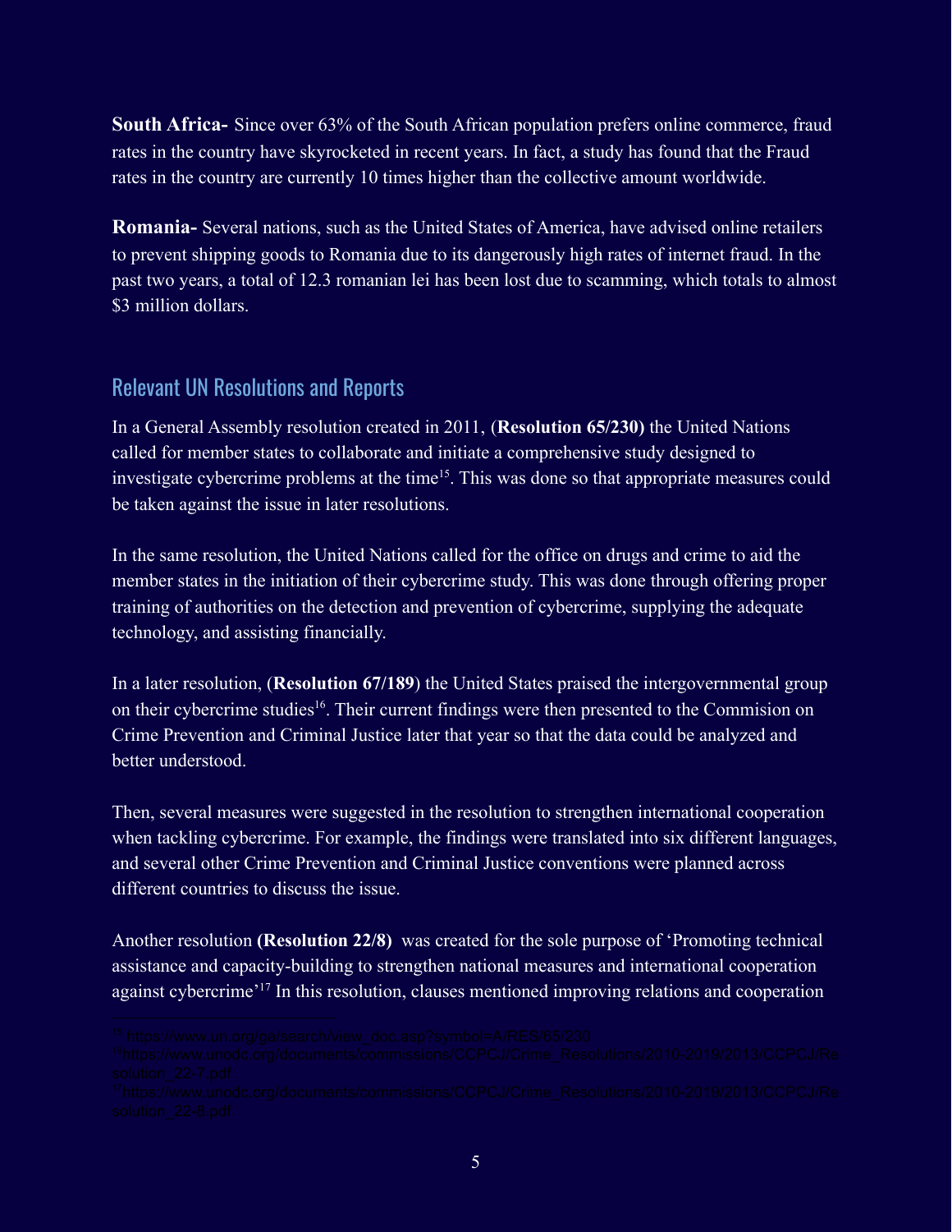**South Africa-** Since over 63% of the South African population prefers online commerce, fraud rates in the country have skyrocketed in recent years. In fact, a study has found that the Fraud rates in the country are currently 10 times higher than the collective amount worldwide.

**Romania-** Several nations, such as the United States of America, have advised online retailers to prevent shipping goods to Romania due to its dangerously high rates of internet fraud. In the past two years, a total of 12.3 romanian lei has been lost due to scamming, which totals to almost $3 million dollars.

## Relevant UN Resolutions and Reports

In a General Assembly resolution created in 2011, (**Resolution 65/230)** the United Nations called for member states to collaborate and initiate a comprehensive study designed to investigate cybercrime problems at the time[15]. This was done so that appropriate measures could be taken against the issue in later resolutions.

In the same resolution, the United Nations called for the office on drugs and crime to aid the member states in the initiation of their cybercrime study. This was done through offering proper training of authorities on the detection and prevention of cybercrime, supplying the adequate technology, and assisting financially.

In a later resolution, (**Resolution 67/189**) the United States praised the intergovernmental group on their cybercrime studies[16]. Their current findings were then presented to the Commision on Crime Prevention and Criminal Justice later that year so that the data could be analyzed and better understood.

Then, several measures were suggested in the resolution to strengthen international cooperation when tackling cybercrime. For example, the findings were translated into six different languages, and several other Crime Prevention and Criminal Justice conventions were planned across different countries to discuss the issue.

Another resolution **(Resolution 22/8)** was created for the sole purpose of 'Promoting technical assistance and capacity-building to strengthen national measures and international cooperation against cybercrime'[17] In this resolution, clauses mentioned improving relations and cooperation

[15] https://www.un.org/ga/search/view_doc.asp?symbol=A/RES/65/230

[16] https://www.unodc.org/documents/commissions/CCPCJ/Crime_Resolutions/2010-2019/2013/CCPCJ/Resolution_22-7.pdf

[17] https://www.unodc.org/documents/commissions/CCPCJ/Crime_Resolutions/2010-2019/2013/CCPCJ/Resolution_22-8.pdf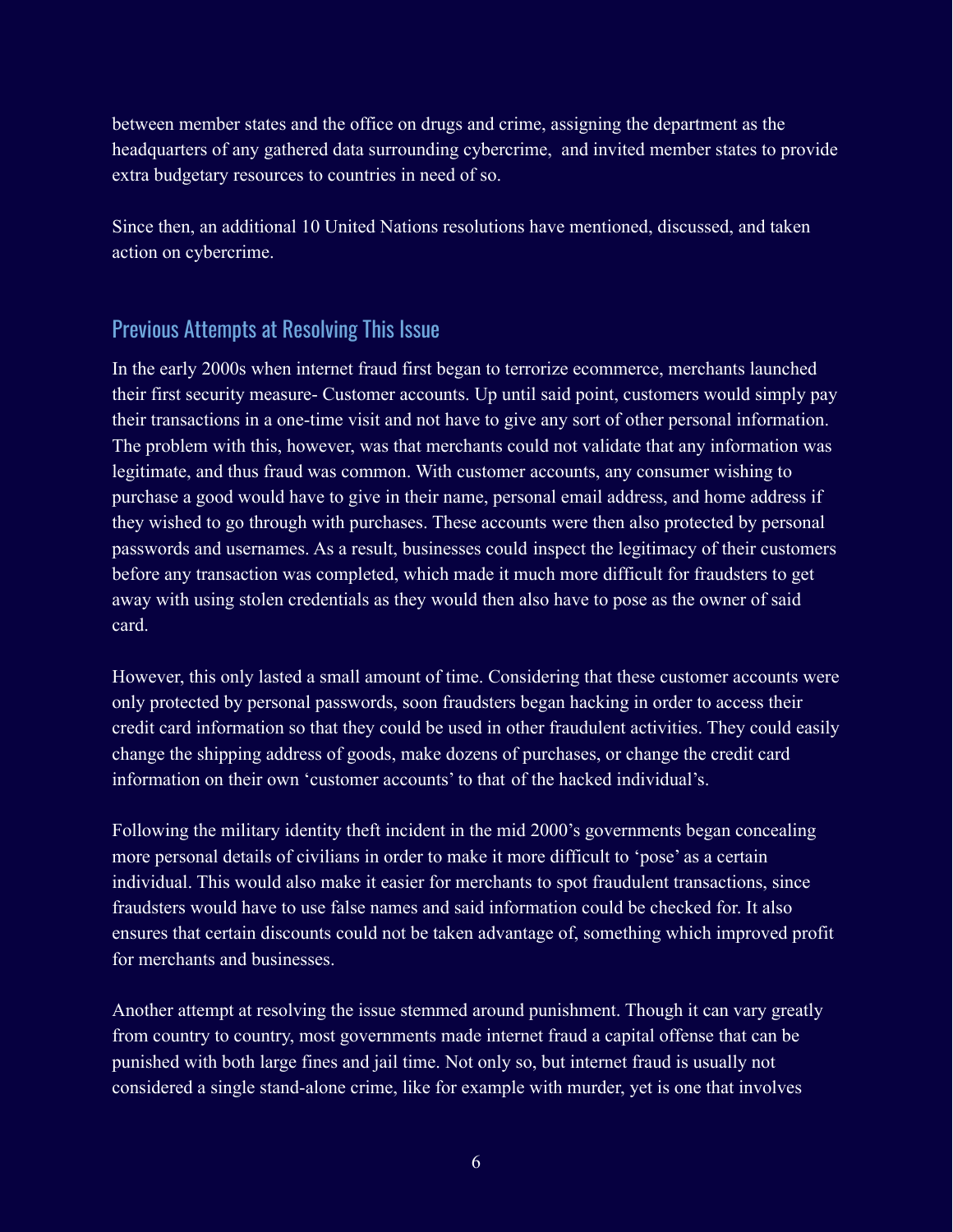between member states and the office on drugs and crime, assigning the department as the headquarters of any gathered data surrounding cybercrime,  and invited member states to provide extra budgetary resources to countries in need of so.

Since then, an additional 10 United Nations resolutions have mentioned, discussed, and taken action on cybercrime.

## Previous Attempts at Resolving This Issue

In the early 2000s when internet fraud first began to terrorize ecommerce, merchants launched their first security measure- Customer accounts. Up until said point, customers would simply pay their transactions in a one-time visit and not have to give any sort of other personal information. The problem with this, however, was that merchants could not validate that any information was legitimate, and thus fraud was common. With customer accounts, any consumer wishing to purchase a good would have to give in their name, personal email address, and home address if they wished to go through with purchases. These accounts were then also protected by personal passwords and usernames. As a result, businesses could inspect the legitimacy of their customers before any transaction was completed, which made it much more difficult for fraudsters to get away with using stolen credentials as they would then also have to pose as the owner of said card.

However, this only lasted a small amount of time. Considering that these customer accounts were only protected by personal passwords, soon fraudsters began hacking in order to access their credit card information so that they could be used in other fraudulent activities. They could easily change the shipping address of goods, make dozens of purchases, or change the credit card information on their own 'customer accounts' to that of the hacked individual's.

Following the military identity theft incident in the mid 2000's governments began concealing more personal details of civilians in order to make it more difficult to 'pose' as a certain individual. This would also make it easier for merchants to spot fraudulent transactions, since fraudsters would have to use false names and said information could be checked for. It also ensures that certain discounts could not be taken advantage of, something which improved profit for merchants and businesses.

Another attempt at resolving the issue stemmed around punishment. Though it can vary greatly from country to country, most governments made internet fraud a capital offense that can be punished with both large fines and jail time. Not only so, but internet fraud is usually not considered a single stand-alone crime, like for example with murder, yet is one that involves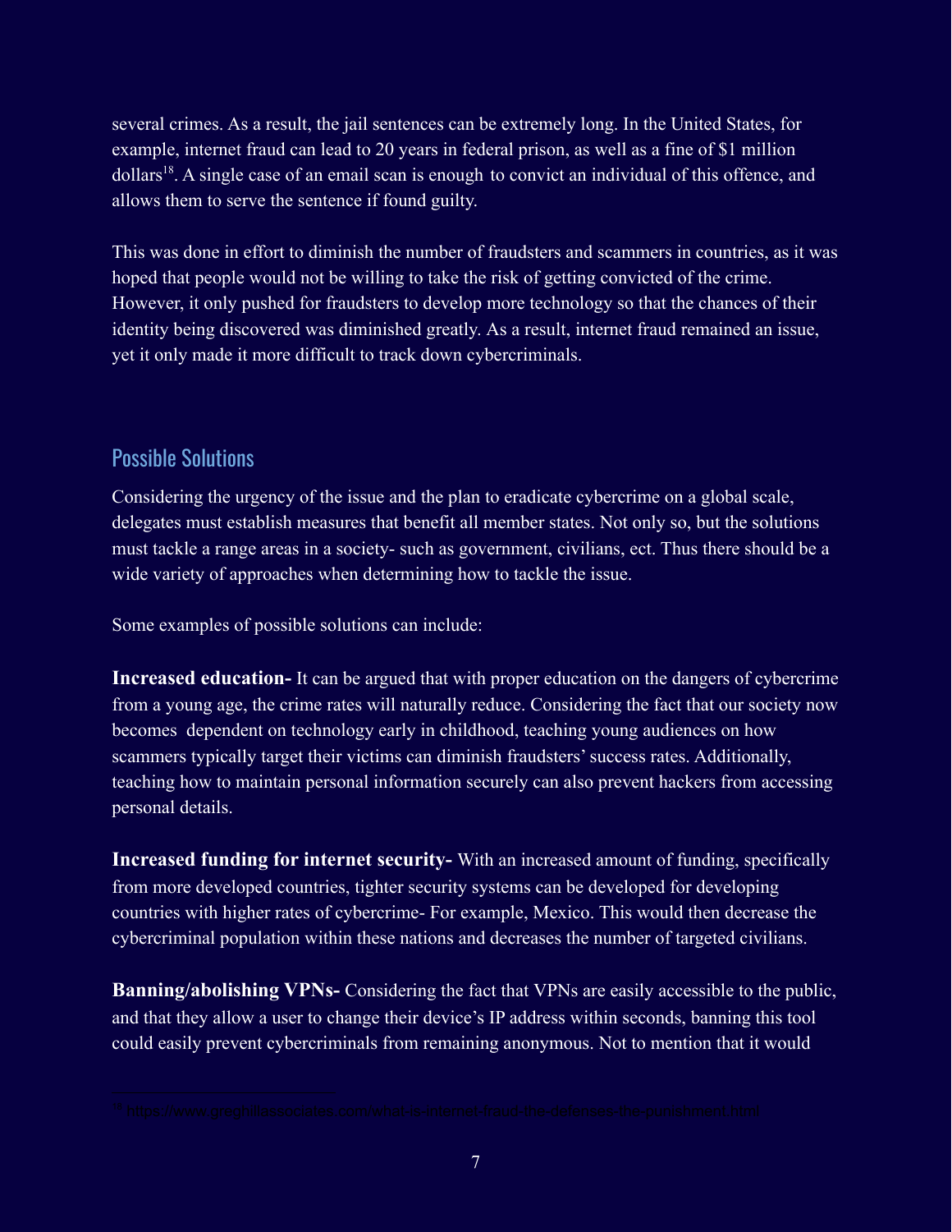several crimes. As a result, the jail sentences can be extremely long. In the United States, for example, internet fraud can lead to 20 years in federal prison, as well as a fine of $1 million dollars[18]. A single case of an email scan is enough to convict an individual of this offence, and allows them to serve the sentence if found guilty.

This was done in effort to diminish the number of fraudsters and scammers in countries, as it was hoped that people would not be willing to take the risk of getting convicted of the crime. However, it only pushed for fraudsters to develop more technology so that the chances of their identity being discovered was diminished greatly. As a result, internet fraud remained an issue, yet it only made it more difficult to track down cybercriminals.

## Possible Solutions

Considering the urgency of the issue and the plan to eradicate cybercrime on a global scale, delegates must establish measures that benefit all member states. Not only so, but the solutions must tackle a range areas in a society- such as government, civilians, ect. Thus there should be a wide variety of approaches when determining how to tackle the issue.

Some examples of possible solutions can include:

**Increased education-** It can be argued that with proper education on the dangers of cybercrime from a young age, the crime rates will naturally reduce. Considering the fact that our society now becomes dependent on technology early in childhood, teaching young audiences on how scammers typically target their victims can diminish fraudsters' success rates. Additionally, teaching how to maintain personal information securely can also prevent hackers from accessing personal details.

**Increased funding for internet security-** With an increased amount of funding, specifically from more developed countries, tighter security systems can be developed for developing countries with higher rates of cybercrime- For example, Mexico. This would then decrease the cybercriminal population within these nations and decreases the number of targeted civilians.

**Banning/abolishing VPNs-** Considering the fact that VPNs are easily accessible to the public, and that they allow a user to change their device's IP address within seconds, banning this tool could easily prevent cybercriminals from remaining anonymous. Not to mention that it would

[18] https://www.greghillassociates.com/what-is-internet-fraud-the-defenses-the-punishment.html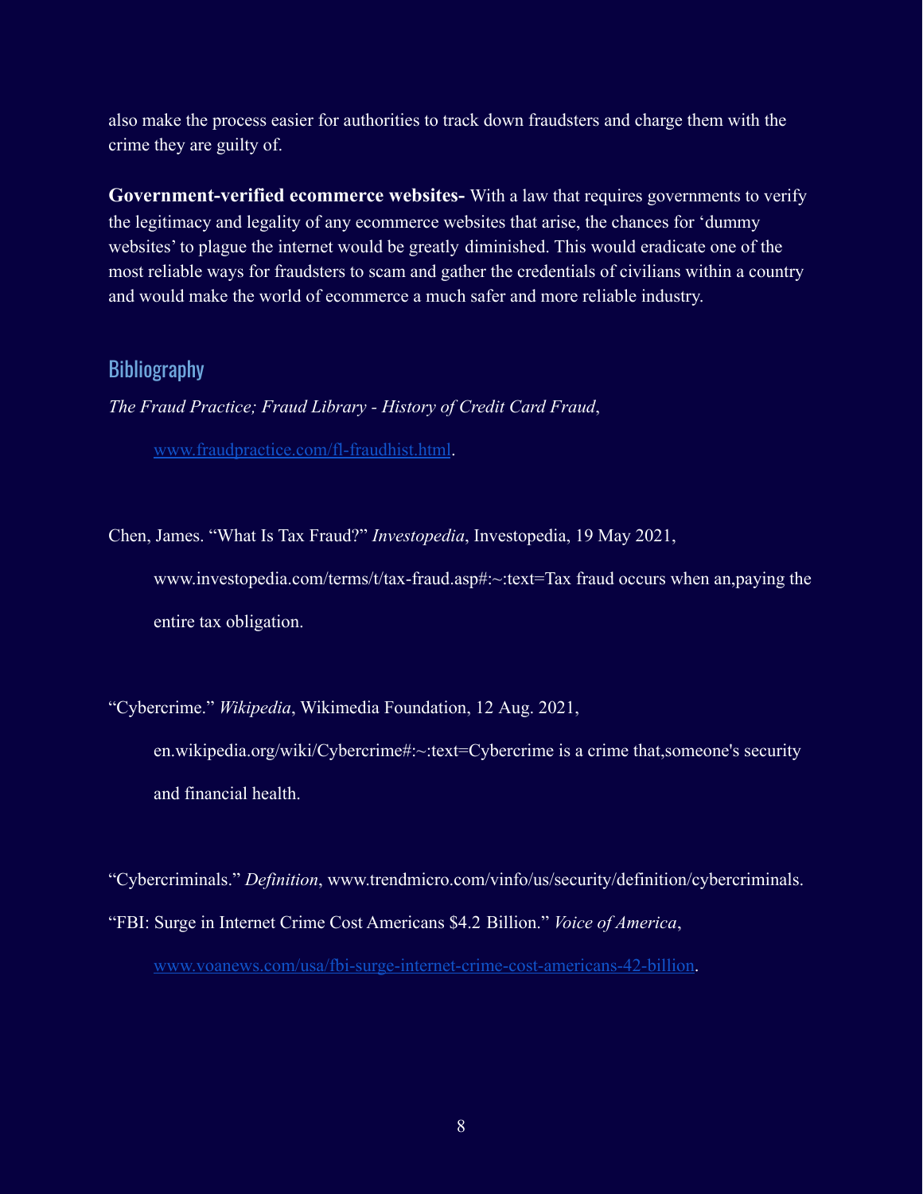also make the process easier for authorities to track down fraudsters and charge them with the crime they are guilty of.

**Government-verified ecommerce websites-** With a law that requires governments to verify the legitimacy and legality of any ecommerce websites that arise, the chances for 'dummy websites' to plague the internet would be greatly diminished. This would eradicate one of the most reliable ways for fraudsters to scam and gather the credentials of civilians within a country and would make the world of ecommerce a much safer and more reliable industry.

## Bibliography

*The Fraud Practice; Fraud Library - History of Credit Card Fraud*, www.fraudpractice.com/fl-fraudhist.html.

Chen, James. "What Is Tax Fraud?" *Investopedia*, Investopedia, 19 May 2021, www.investopedia.com/terms/t/tax-fraud.asp#:~:text=Tax fraud occurs when an,paying the entire tax obligation.

"Cybercrime." *Wikipedia*, Wikimedia Foundation, 12 Aug. 2021, en.wikipedia.org/wiki/Cybercrime#:~:text=Cybercrime is a crime that,someone's security and financial health.

"Cybercriminals." *Definition*, www.trendmicro.com/vinfo/us/security/definition/cybercriminals.

"FBI: Surge in Internet Crime Cost Americans $4.2 Billion." *Voice of America*, www.voanews.com/usa/fbi-surge-internet-crime-cost-americans-42-billion.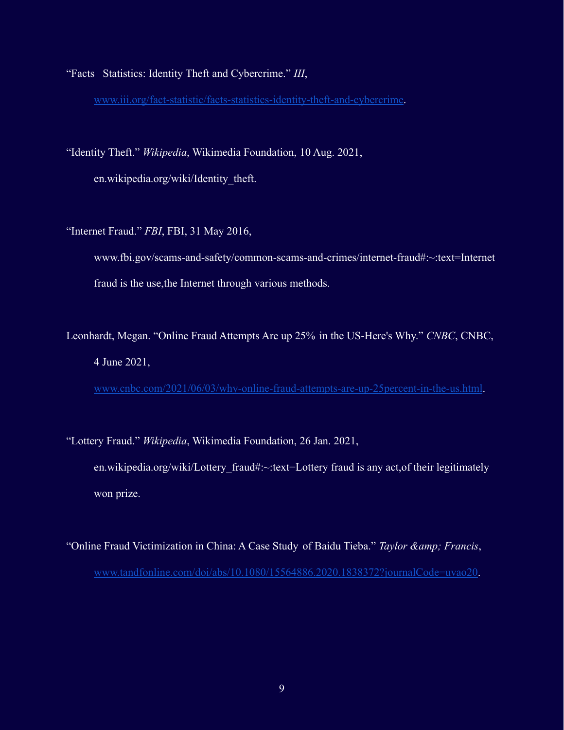“Facts   Statistics: Identity Theft and Cybercrime.” *III*, www.iii.org/fact-statistic/facts-statistics-identity-theft-and-cybercrime.

“Identity Theft.” *Wikipedia*, Wikimedia Foundation, 10 Aug. 2021, en.wikipedia.org/wiki/Identity_theft.

“Internet Fraud.” *FBI*, FBI, 31 May 2016, www.fbi.gov/scams-and-safety/common-scams-and-crimes/internet-fraud#:~:text=Internet fraud is the use,the Internet through various methods.

Leonhardt, Megan. “Online Fraud Attempts Are up 25% in the US-Here's Why.” *CNBC*, CNBC, 4 June 2021, www.cnbc.com/2021/06/03/why-online-fraud-attempts-are-up-25percent-in-the-us.html.

“Lottery Fraud.” *Wikipedia*, Wikimedia Foundation, 26 Jan. 2021, en.wikipedia.org/wiki/Lottery_fraud#:~:text=Lottery fraud is any act,of their legitimately won prize.

“Online Fraud Victimization in China: A Case Study of Baidu Tieba.” *Taylor &amp; Francis*, www.tandfonline.com/doi/abs/10.1080/15564886.2020.1838372?journalCode=uvao20.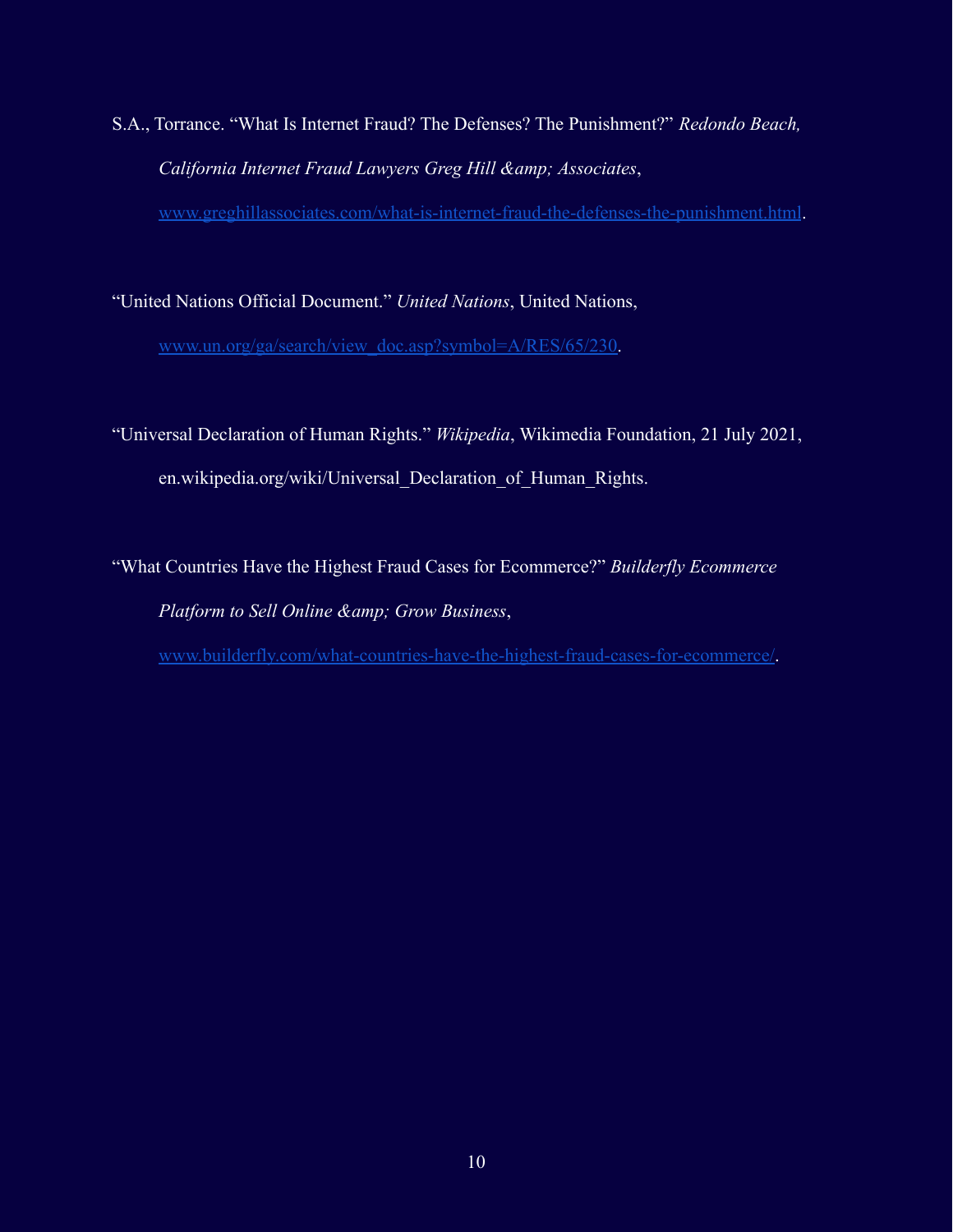S.A., Torrance. "What Is Internet Fraud? The Defenses? The Punishment?" *Redondo Beach, California Internet Fraud Lawyers Greg Hill &amp; Associates*, www.greghillassociates.com/what-is-internet-fraud-the-defenses-the-punishment.html.

"United Nations Official Document." *United Nations*, United Nations, www.un.org/ga/search/view_doc.asp?symbol=A/RES/65/230.

"Universal Declaration of Human Rights." *Wikipedia*, Wikimedia Foundation, 21 July 2021, en.wikipedia.org/wiki/Universal_Declaration_of_Human_Rights.

"What Countries Have the Highest Fraud Cases for Ecommerce?" *Builderfly Ecommerce Platform to Sell Online &amp; Grow Business*, www.builderfly.com/what-countries-have-the-highest-fraud-cases-for-ecommerce/.